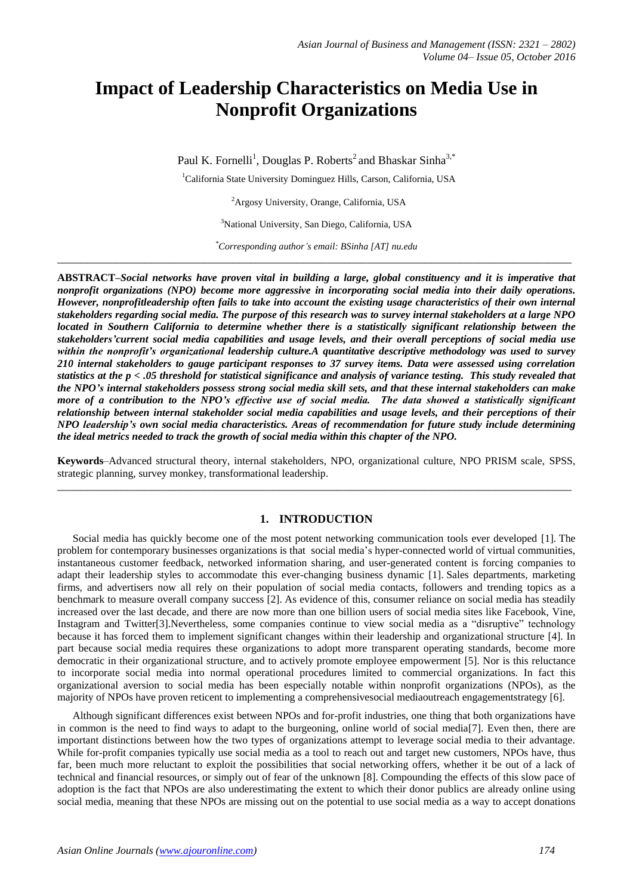# Impact of Leadership Characteristics on Media Use in Nonprofit Organizations

Paul K. Fornelli[1], Douglas P. Roberts[2] and Bhaskar Sinha[3,*]

[1]California State University Dominguez Hills, Carson, California, USA

[2]Argosy University, Orange, California, USA

[3]National University, San Diego, California, USA

[*]*Corresponding author's email: BSinha [AT] nu.edu*

---

**ABSTRACT**–***Social networks have proven vital in building a large, global constituency and it is imperative that nonprofit organizations (NPO) become more aggressive in incorporating social media into their daily operations. However, nonprofitleadership often fails to take into account the existing usage characteristics of their own internal stakeholders regarding social media. The purpose of this research was to survey internal stakeholders at a large NPO located in Southern California to determine whether there is a statistically significant relationship between the stakeholders'current social media capabilities and usage levels, and their overall perceptions of social media use within the nonprofit's organizational leadership culture.A quantitative descriptive methodology was used to survey 210 internal stakeholders to gauge participant responses to 37 survey items. Data were assessed using correlation statistics at the $p < .05$ threshold for statistical significance and analysis of variance testing. This study revealed that the NPO's internal stakeholders possess strong social media skill sets, and that these internal stakeholders can make more of a contribution to the NPO's effective use of social media. The data showed a statistically significant relationship between internal stakeholder social media capabilities and usage levels, and their perceptions of their NPO leadership's own social media characteristics. Areas of recommendation for future study include determining the ideal metrics needed to track the growth of social media within this chapter of the NPO.***

**Keywords**–Advanced structural theory, internal stakeholders, NPO, organizational culture, NPO PRISM scale, SPSS, strategic planning, survey monkey, transformational leadership.

---

## 1. INTRODUCTION

Social media has quickly become one of the most potent networking communication tools ever developed [1]. The problem for contemporary businesses organizations is that social media's hyper-connected world of virtual communities, instantaneous customer feedback, networked information sharing, and user-generated content is forcing companies to adapt their leadership styles to accommodate this ever-changing business dynamic [1]. Sales departments, marketing firms, and advertisers now all rely on their population of social media contacts, followers and trending topics as a benchmark to measure overall company success [2]. As evidence of this, consumer reliance on social media has steadily increased over the last decade, and there are now more than one billion users of social media sites like Facebook, Vine, Instagram and Twitter[3].Nevertheless, some companies continue to view social media as a "disruptive" technology because it has forced them to implement significant changes within their leadership and organizational structure [4]. In part because social media requires these organizations to adopt more transparent operating standards, become more democratic in their organizational structure, and to actively promote employee empowerment [5]. Nor is this reluctance to incorporate social media into normal operational procedures limited to commercial organizations. In fact this organizational aversion to social media has been especially notable within nonprofit organizations (NPOs), as the majority of NPOs have proven reticent to implementing a comprehensivesocial mediaoutreach engagementstrategy [6].

Although significant differences exist between NPOs and for-profit industries, one thing that both organizations have in common is the need to find ways to adapt to the burgeoning, online world of social media[7]. Even then, there are important distinctions between how the two types of organizations attempt to leverage social media to their advantage. While for-profit companies typically use social media as a tool to reach out and target new customers, NPOs have, thus far, been much more reluctant to exploit the possibilities that social networking offers, whether it be out of a lack of technical and financial resources, or simply out of fear of the unknown [8]. Compounding the effects of this slow pace of adoption is the fact that NPOs are also underestimating the extent to which their donor publics are already online using social media, meaning that these NPOs are missing out on the potential to use social media as a way to accept donations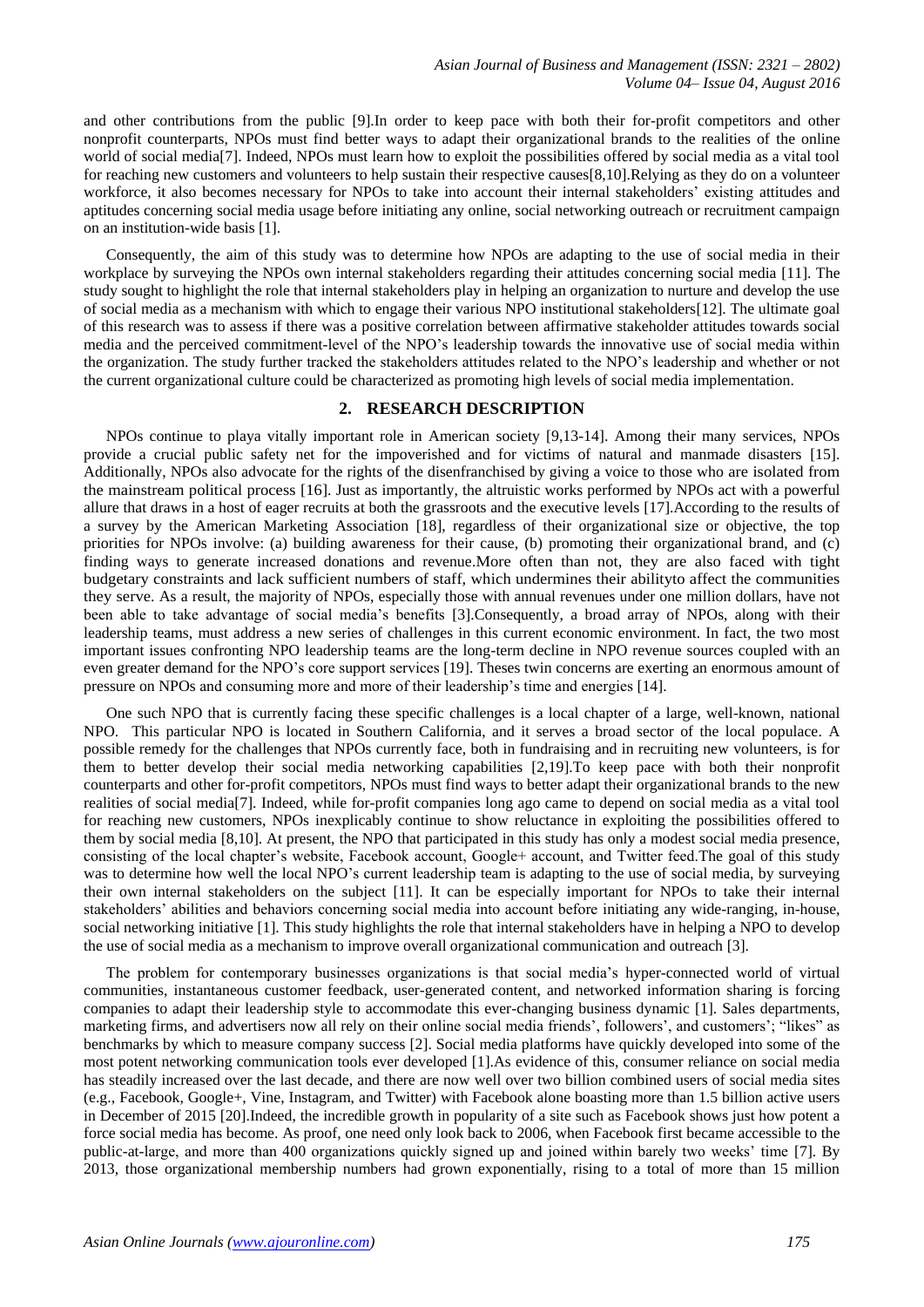and other contributions from the public [9].In order to keep pace with both their for-profit competitors and other nonprofit counterparts, NPOs must find better ways to adapt their organizational brands to the realities of the online world of social media[7]. Indeed, NPOs must learn how to exploit the possibilities offered by social media as a vital tool for reaching new customers and volunteers to help sustain their respective causes[8,10].Relying as they do on a volunteer workforce, it also becomes necessary for NPOs to take into account their internal stakeholders' existing attitudes and aptitudes concerning social media usage before initiating any online, social networking outreach or recruitment campaign on an institution-wide basis [1].

Consequently, the aim of this study was to determine how NPOs are adapting to the use of social media in their workplace by surveying the NPOs own internal stakeholders regarding their attitudes concerning social media [11]. The study sought to highlight the role that internal stakeholders play in helping an organization to nurture and develop the use of social media as a mechanism with which to engage their various NPO institutional stakeholders[12]. The ultimate goal of this research was to assess if there was a positive correlation between affirmative stakeholder attitudes towards social media and the perceived commitment-level of the NPO's leadership towards the innovative use of social media within the organization. The study further tracked the stakeholders attitudes related to the NPO's leadership and whether or not the current organizational culture could be characterized as promoting high levels of social media implementation.

## 2. RESEARCH DESCRIPTION

NPOs continue to playa vitally important role in American society [9,13-14]. Among their many services, NPOs provide a crucial public safety net for the impoverished and for victims of natural and manmade disasters [15]. Additionally, NPOs also advocate for the rights of the disenfranchised by giving a voice to those who are isolated from the mainstream political process [16]. Just as importantly, the altruistic works performed by NPOs act with a powerful allure that draws in a host of eager recruits at both the grassroots and the executive levels [17].According to the results of a survey by the American Marketing Association [18], regardless of their organizational size or objective, the top priorities for NPOs involve: (a) building awareness for their cause, (b) promoting their organizational brand, and (c) finding ways to generate increased donations and revenue.More often than not, they are also faced with tight budgetary constraints and lack sufficient numbers of staff, which undermines their abilityto affect the communities they serve. As a result, the majority of NPOs, especially those with annual revenues under one million dollars, have not been able to take advantage of social media's benefits [3].Consequently, a broad array of NPOs, along with their leadership teams, must address a new series of challenges in this current economic environment. In fact, the two most important issues confronting NPO leadership teams are the long-term decline in NPO revenue sources coupled with an even greater demand for the NPO's core support services [19]. Theses twin concerns are exerting an enormous amount of pressure on NPOs and consuming more and more of their leadership's time and energies [14].

One such NPO that is currently facing these specific challenges is a local chapter of a large, well-known, national NPO. This particular NPO is located in Southern California, and it serves a broad sector of the local populace. A possible remedy for the challenges that NPOs currently face, both in fundraising and in recruiting new volunteers, is for them to better develop their social media networking capabilities [2,19].To keep pace with both their nonprofit counterparts and other for-profit competitors, NPOs must find ways to better adapt their organizational brands to the new realities of social media[7]. Indeed, while for-profit companies long ago came to depend on social media as a vital tool for reaching new customers, NPOs inexplicably continue to show reluctance in exploiting the possibilities offered to them by social media [8,10]. At present, the NPO that participated in this study has only a modest social media presence, consisting of the local chapter's website, Facebook account, Google+ account, and Twitter feed.The goal of this study was to determine how well the local NPO's current leadership team is adapting to the use of social media, by surveying their own internal stakeholders on the subject [11]. It can be especially important for NPOs to take their internal stakeholders' abilities and behaviors concerning social media into account before initiating any wide-ranging, in-house, social networking initiative [1]. This study highlights the role that internal stakeholders have in helping a NPO to develop the use of social media as a mechanism to improve overall organizational communication and outreach [3].

The problem for contemporary businesses organizations is that social media's hyper-connected world of virtual communities, instantaneous customer feedback, user-generated content, and networked information sharing is forcing companies to adapt their leadership style to accommodate this ever-changing business dynamic [1]. Sales departments, marketing firms, and advertisers now all rely on their online social media friends', followers', and customers'; "likes" as benchmarks by which to measure company success [2]. Social media platforms have quickly developed into some of the most potent networking communication tools ever developed [1].As evidence of this, consumer reliance on social media has steadily increased over the last decade, and there are now well over two billion combined users of social media sites (e.g., Facebook, Google+, Vine, Instagram, and Twitter) with Facebook alone boasting more than 1.5 billion active users in December of 2015 [20].Indeed, the incredible growth in popularity of a site such as Facebook shows just how potent a force social media has become. As proof, one need only look back to 2006, when Facebook first became accessible to the public-at-large, and more than 400 organizations quickly signed up and joined within barely two weeks' time [7]. By 2013, those organizational membership numbers had grown exponentially, rising to a total of more than 15 million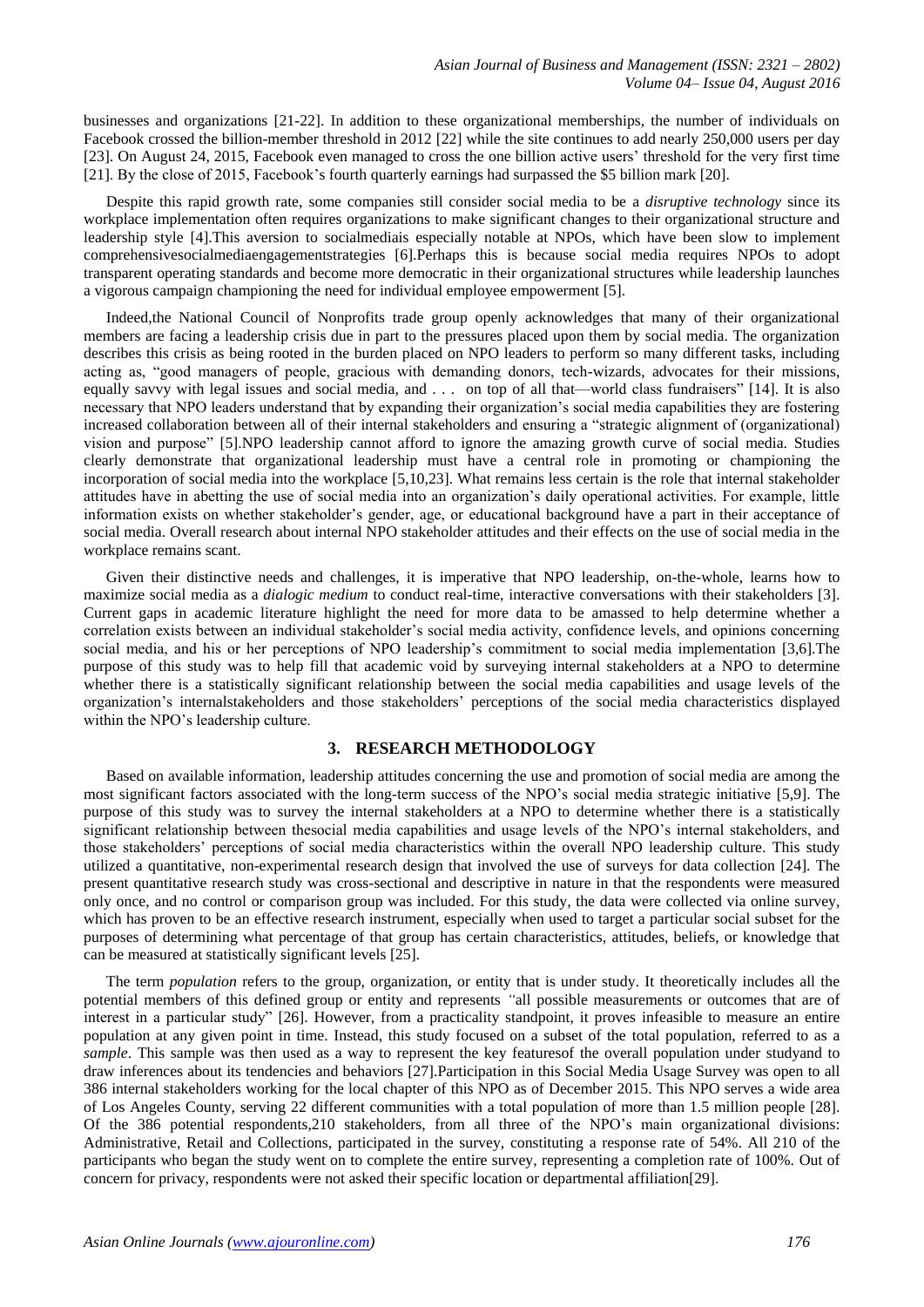businesses and organizations [21-22]. In addition to these organizational memberships, the number of individuals on Facebook crossed the billion-member threshold in 2012 [22] while the site continues to add nearly 250,000 users per day [23]. On August 24, 2015, Facebook even managed to cross the one billion active users' threshold for the very first time [21]. By the close of 2015, Facebook's fourth quarterly earnings had surpassed the $5 billion mark [20].

Despite this rapid growth rate, some companies still consider social media to be a *disruptive technology* since its workplace implementation often requires organizations to make significant changes to their organizational structure and leadership style [4].This aversion to socialmediais especially notable at NPOs, which have been slow to implement comprehensivesocialmediaengagementstrategies [6].Perhaps this is because social media requires NPOs to adopt transparent operating standards and become more democratic in their organizational structures while leadership launches a vigorous campaign championing the need for individual employee empowerment [5].

Indeed,the National Council of Nonprofits trade group openly acknowledges that many of their organizational members are facing a leadership crisis due in part to the pressures placed upon them by social media. The organization describes this crisis as being rooted in the burden placed on NPO leaders to perform so many different tasks, including acting as, "good managers of people, gracious with demanding donors, tech-wizards, advocates for their missions, equally savvy with legal issues and social media, and . . . on top of all that—world class fundraisers" [14]. It is also necessary that NPO leaders understand that by expanding their organization's social media capabilities they are fostering increased collaboration between all of their internal stakeholders and ensuring a "strategic alignment of (organizational) vision and purpose" [5].NPO leadership cannot afford to ignore the amazing growth curve of social media. Studies clearly demonstrate that organizational leadership must have a central role in promoting or championing the incorporation of social media into the workplace [5,10,23]. What remains less certain is the role that internal stakeholder attitudes have in abetting the use of social media into an organization's daily operational activities. For example, little information exists on whether stakeholder's gender, age, or educational background have a part in their acceptance of social media. Overall research about internal NPO stakeholder attitudes and their effects on the use of social media in the workplace remains scant.

Given their distinctive needs and challenges, it is imperative that NPO leadership, on-the-whole, learns how to maximize social media as a *dialogic medium* to conduct real-time, interactive conversations with their stakeholders [3]. Current gaps in academic literature highlight the need for more data to be amassed to help determine whether a correlation exists between an individual stakeholder's social media activity, confidence levels, and opinions concerning social media, and his or her perceptions of NPO leadership's commitment to social media implementation [3,6].The purpose of this study was to help fill that academic void by surveying internal stakeholders at a NPO to determine whether there is a statistically significant relationship between the social media capabilities and usage levels of the organization's internalstakeholders and those stakeholders' perceptions of the social media characteristics displayed within the NPO's leadership culture.

## 3. RESEARCH METHODOLOGY

Based on available information, leadership attitudes concerning the use and promotion of social media are among the most significant factors associated with the long-term success of the NPO's social media strategic initiative [5,9]. The purpose of this study was to survey the internal stakeholders at a NPO to determine whether there is a statistically significant relationship between thesocial media capabilities and usage levels of the NPO's internal stakeholders, and those stakeholders' perceptions of social media characteristics within the overall NPO leadership culture. This study utilized a quantitative, non-experimental research design that involved the use of surveys for data collection [24]. The present quantitative research study was cross-sectional and descriptive in nature in that the respondents were measured only once, and no control or comparison group was included. For this study, the data were collected via online survey, which has proven to be an effective research instrument, especially when used to target a particular social subset for the purposes of determining what percentage of that group has certain characteristics, attitudes, beliefs, or knowledge that can be measured at statistically significant levels [25].

The term *population* refers to the group, organization, or entity that is under study. It theoretically includes all the potential members of this defined group or entity and represents "all possible measurements or outcomes that are of interest in a particular study" [26]. However, from a practicality standpoint, it proves infeasible to measure an entire population at any given point in time. Instead, this study focused on a subset of the total population, referred to as a *sample*. This sample was then used as a way to represent the key featuresof the overall population under studyand to draw inferences about its tendencies and behaviors [27].Participation in this Social Media Usage Survey was open to all 386 internal stakeholders working for the local chapter of this NPO as of December 2015. This NPO serves a wide area of Los Angeles County, serving 22 different communities with a total population of more than 1.5 million people [28]. Of the 386 potential respondents,210 stakeholders, from all three of the NPO's main organizational divisions: Administrative, Retail and Collections, participated in the survey, constituting a response rate of 54%. All 210 of the participants who began the study went on to complete the entire survey, representing a completion rate of 100%. Out of concern for privacy, respondents were not asked their specific location or departmental affiliation[29].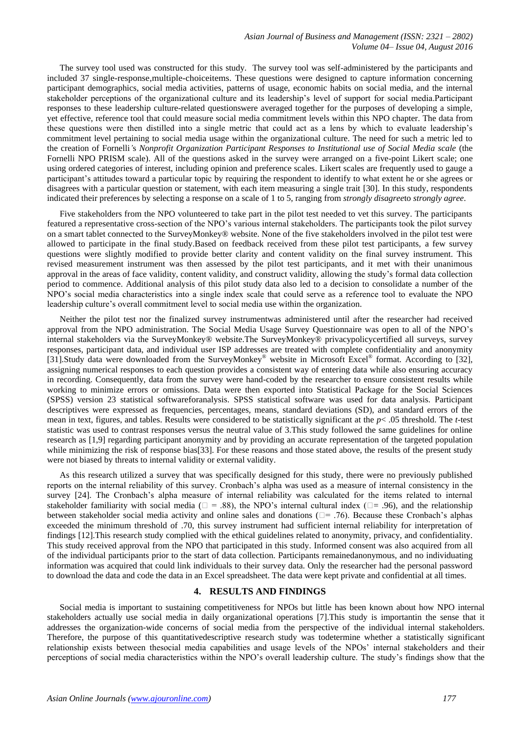The survey tool used was constructed for this study. The survey tool was self-administered by the participants and included 37 single-response,multiple-choiceitems. These questions were designed to capture information concerning participant demographics, social media activities, patterns of usage, economic habits on social media, and the internal stakeholder perceptions of the organizational culture and its leadership's level of support for social media.Participant responses to these leadership culture-related questionswere averaged together for the purposes of developing a simple, yet effective, reference tool that could measure social media commitment levels within this NPO chapter. The data from these questions were then distilled into a single metric that could act as a lens by which to evaluate leadership's commitment level pertaining to social media usage within the organizational culture. The need for such a metric led to the creation of Fornelli*'s Nonprofit Organization Participant Responses to Institutional use of Social Media scale* (the Fornelli NPO PRISM scale). All of the questions asked in the survey were arranged on a five-point Likert scale; one using ordered categories of interest, including opinion and preference scales. Likert scales are frequently used to gauge a participant's attitudes toward a particular topic by requiring the respondent to identify to what extent he or she agrees or disagrees with a particular question or statement, with each item measuring a single trait [30]. In this study, respondents indicated their preferences by selecting a response on a scale of 1 to 5, ranging from *strongly disagree*to *strongly agree*.

Five stakeholders from the NPO volunteered to take part in the pilot test needed to vet this survey. The participants featured a representative cross-section of the NPO's various internal stakeholders. The participants took the pilot survey on a smart tablet connected to the SurveyMonkey® website. None of the five stakeholders involved in the pilot test were allowed to participate in the final study.Based on feedback received from these pilot test participants, a few survey questions were slightly modified to provide better clarity and content validity on the final survey instrument. This revised measurement instrument was then assessed by the pilot test participants, and it met with their unanimous approval in the areas of face validity, content validity, and construct validity, allowing the study's formal data collection period to commence. Additional analysis of this pilot study data also led to a decision to consolidate a number of the NPO's social media characteristics into a single index scale that could serve as a reference tool to evaluate the NPO leadership culture's overall commitment level to social media use within the organization.

Neither the pilot test nor the finalized survey instrumentwas administered until after the researcher had received approval from the NPO administration. The Social Media Usage Survey Questionnaire was open to all of the NPO's internal stakeholders via the SurveyMonkey® website.The SurveyMonkey® privacypolicycertified all surveys, survey responses, participant data, and individual user ISP addresses are treated with complete confidentiality and anonymity [31].Study data were downloaded from the SurveyMonkey® website in Microsoft Excel® format. According to [32], assigning numerical responses to each question provides a consistent way of entering data while also ensuring accuracy in recording. Consequently, data from the survey were hand-coded by the researcher to ensure consistent results while working to minimize errors or omissions. Data were then exported into Statistical Package for the Social Sciences (SPSS) version 23 statistical softwareforanalysis. SPSS statistical software was used for data analysis. Participant descriptives were expressed as frequencies, percentages, means, standard deviations (SD), and standard errors of the mean in text, figures, and tables. Results were considered to be statistically significant at the $p < .05$ threshold. The *t*-test statistic was used to contrast responses versus the neutral value of 3.This study followed the same guidelines for online research as [1,9] regarding participant anonymity and by providing an accurate representation of the targeted population while minimizing the risk of response bias[33]. For these reasons and those stated above, the results of the present study were not biased by threats to internal validity or external validity.

As this research utilized a survey that was specifically designed for this study, there were no previously published reports on the internal reliability of this survey. Cronbach's alpha was used as a measure of internal consistency in the survey [24]. The Cronbach's alpha measure of internal reliability was calculated for the items related to internal stakeholder familiarity with social media ($\alpha = .88$), the NPO's internal cultural index ($\alpha = .96$), and the relationship between stakeholder social media activity and online sales and donations ($\alpha = .76$). Because these Cronbach's alphas exceeded the minimum threshold of .70, this survey instrument had sufficient internal reliability for interpretation of findings [12].This research study complied with the ethical guidelines related to anonymity, privacy, and confidentiality. This study received approval from the NPO that participated in this study. Informed consent was also acquired from all of the individual participants prior to the start of data collection. Participants remainedanonymous, and no individuating information was acquired that could link individuals to their survey data. Only the researcher had the personal password to download the data and code the data in an Excel spreadsheet. The data were kept private and confidential at all times.

## 4. RESULTS AND FINDINGS

Social media is important to sustaining competitiveness for NPOs but little has been known about how NPO internal stakeholders actually use social media in daily organizational operations [7].This study is importantin the sense that it addresses the organization-wide concerns of social media from the perspective of the individual internal stakeholders. Therefore, the purpose of this quantitativedescriptive research study was todetermine whether a statistically significant relationship exists between thesocial media capabilities and usage levels of the NPOs' internal stakeholders and their perceptions of social media characteristics within the NPO's overall leadership culture. The study's findings show that the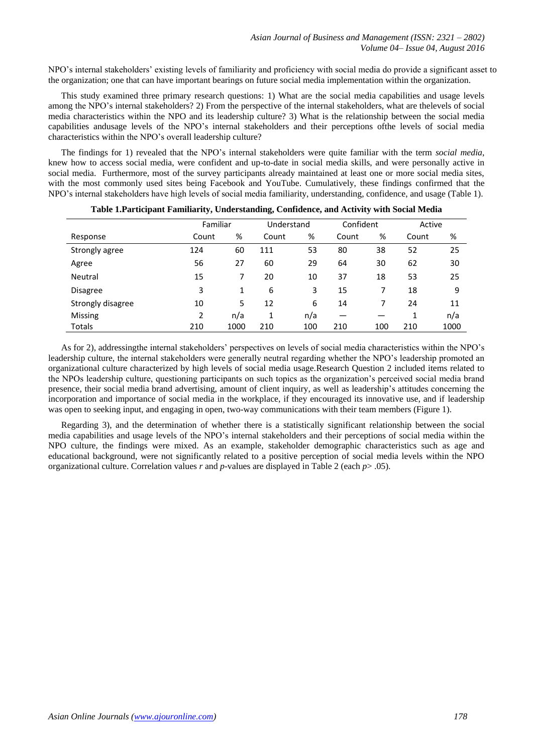NPO's internal stakeholders' existing levels of familiarity and proficiency with social media do provide a significant asset to the organization; one that can have important bearings on future social media implementation within the organization.

This study examined three primary research questions: 1) What are the social media capabilities and usage levels among the NPO's internal stakeholders? 2) From the perspective of the internal stakeholders, what are thelevels of social media characteristics within the NPO and its leadership culture? 3) What is the relationship between the social media capabilities andusage levels of the NPO's internal stakeholders and their perceptions ofthe levels of social media characteristics within the NPO's overall leadership culture?

The findings for 1) revealed that the NPO's internal stakeholders were quite familiar with the term *social media*, knew how to access social media, were confident and up-to-date in social media skills, and were personally active in social media. Furthermore, most of the survey participants already maintained at least one or more social media sites, with the most commonly used sites being Facebook and YouTube. Cumulatively, these findings confirmed that the NPO's internal stakeholders have high levels of social media familiarity, understanding, confidence, and usage (Table 1).

**Table 1.Participant Familiarity, Understanding, Confidence, and Activity with Social Media**

| | Familiar | | Understand | | Confident | | Active | |
|---|---|---|---|---|---|---|---|---|
| Response | Count | % | Count | % | Count | % | Count | % |
| Strongly agree | 124 | 60 | 111 | 53 | 80 | 38 | 52 | 25 |
| Agree | 56 | 27 | 60 | 29 | 64 | 30 | 62 | 30 |
| Neutral | 15 | 7 | 20 | 10 | 37 | 18 | 53 | 25 |
| Disagree | 3 | 1 | 6 | 3 | 15 | 7 | 18 | 9 |
| Strongly disagree | 10 | 5 | 12 | 6 | 14 | 7 | 24 | 11 |
| Missing | 2 | n/a | 1 | n/a | — | — | 1 | n/a |
| Totals | 210 | 1000 | 210 | 100 | 210 | 100 | 210 | 1000 |

As for 2), addressingthe internal stakeholders' perspectives on levels of social media characteristics within the NPO's leadership culture, the internal stakeholders were generally neutral regarding whether the NPO's leadership promoted an organizational culture characterized by high levels of social media usage.Research Question 2 included items related to the NPOs leadership culture, questioning participants on such topics as the organization's perceived social media brand presence, their social media brand advertising, amount of client inquiry, as well as leadership's attitudes concerning the incorporation and importance of social media in the workplace, if they encouraged its innovative use, and if leadership was open to seeking input, and engaging in open, two-way communications with their team members (Figure 1).

Regarding 3), and the determination of whether there is a statistically significant relationship between the social media capabilities and usage levels of the NPO's internal stakeholders and their perceptions of social media within the NPO culture, the findings were mixed. As an example, stakeholder demographic characteristics such as age and educational background, were not significantly related to a positive perception of social media levels within the NPO organizational culture. Correlation values $r$ and $p$-values are displayed in Table 2 (each $p > .05$).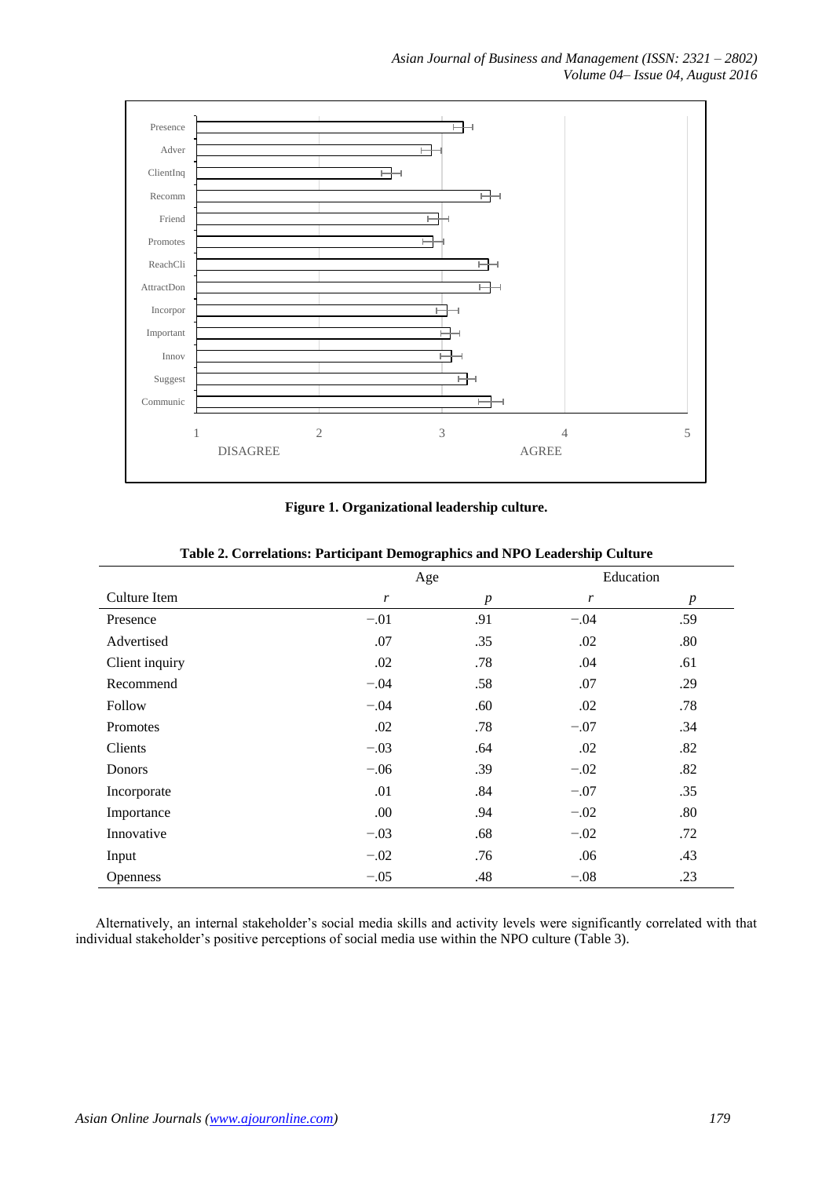**Figure 1. Organizational leadership culture.**

**Table 2. Correlations: Participant Demographics and NPO Leadership Culture**

| | Age | | Education | |
|---|---|---|---|---|
| Culture Item | *r* | *p* | *r* | *p* |
| Presence | −.01 | .91 | −.04 | .59 |
| Advertised | .07 | .35 | .02 | .80 |
| Client inquiry | .02 | .78 | .04 | .61 |
| Recommend | −.04 | .58 | .07 | .29 |
| Follow | −.04 | .60 | .02 | .78 |
| Promotes | .02 | .78 | −.07 | .34 |
| Clients | −.03 | .64 | .02 | .82 |
| Donors | −.06 | .39 | −.02 | .82 |
| Incorporate | .01 | .84 | −.07 | .35 |
| Importance | .00 | .94 | −.02 | .80 |
| Innovative | −.03 | .68 | −.02 | .72 |
| Input | −.02 | .76 | .06 | .43 |
| Openness | −.05 | .48 | −.08 | .23 |

Alternatively, an internal stakeholder's social media skills and activity levels were significantly correlated with that individual stakeholder's positive perceptions of social media use within the NPO culture (Table 3).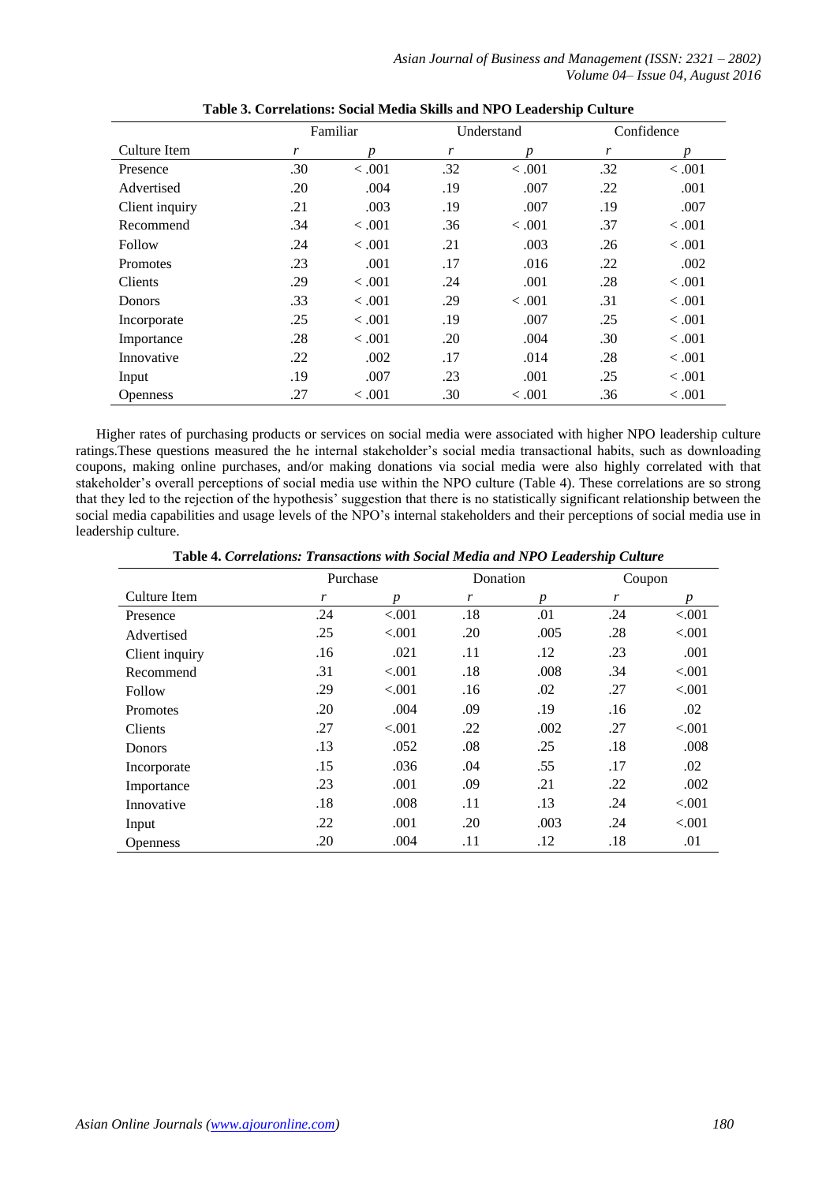**Table 3. Correlations: Social Media Skills and NPO Leadership Culture**

| | Familiar | | Understand | | Confidence | |
|---|---|---|---|---|---|---|
| Culture Item | *r* | *p* | *r* | *p* | *r* | *p* |
| Presence | .30 | < .001 | .32 | < .001 | .32 | < .001 |
| Advertised | .20 | .004 | .19 | .007 | .22 | .001 |
| Client inquiry | .21 | .003 | .19 | .007 | .19 | .007 |
| Recommend | .34 | < .001 | .36 | < .001 | .37 | < .001 |
| Follow | .24 | < .001 | .21 | .003 | .26 | < .001 |
| Promotes | .23 | .001 | .17 | .016 | .22 | .002 |
| Clients | .29 | < .001 | .24 | .001 | .28 | < .001 |
| Donors | .33 | < .001 | .29 | < .001 | .31 | < .001 |
| Incorporate | .25 | < .001 | .19 | .007 | .25 | < .001 |
| Importance | .28 | < .001 | .20 | .004 | .30 | < .001 |
| Innovative | .22 | .002 | .17 | .014 | .28 | < .001 |
| Input | .19 | .007 | .23 | .001 | .25 | < .001 |
| Openness | .27 | < .001 | .30 | < .001 | .36 | < .001 |

Higher rates of purchasing products or services on social media were associated with higher NPO leadership culture ratings.These questions measured the he internal stakeholder's social media transactional habits, such as downloading coupons, making online purchases, and/or making donations via social media were also highly correlated with that stakeholder's overall perceptions of social media use within the NPO culture (Table 4). These correlations are so strong that they led to the rejection of the hypothesis' suggestion that there is no statistically significant relationship between the social media capabilities and usage levels of the NPO's internal stakeholders and their perceptions of social media use in leadership culture.

**Table 4.** ***Correlations: Transactions with Social Media and NPO Leadership Culture***

| | Purchase | | Donation | | Coupon | |
|---|---|---|---|---|---|---|
| Culture Item | *r* | *p* | *r* | *p* | *r* | *p* |
| Presence | .24 | <.001 | .18 | .01 | .24 | <.001 |
| Advertised | .25 | <.001 | .20 | .005 | .28 | <.001 |
| Client inquiry | .16 | .021 | .11 | .12 | .23 | .001 |
| Recommend | .31 | <.001 | .18 | .008 | .34 | <.001 |
| Follow | .29 | <.001 | .16 | .02 | .27 | <.001 |
| Promotes | .20 | .004 | .09 | .19 | .16 | .02 |
| Clients | .27 | <.001 | .22 | .002 | .27 | <.001 |
| Donors | .13 | .052 | .08 | .25 | .18 | .008 |
| Incorporate | .15 | .036 | .04 | .55 | .17 | .02 |
| Importance | .23 | .001 | .09 | .21 | .22 | .002 |
| Innovative | .18 | .008 | .11 | .13 | .24 | <.001 |
| Input | .22 | .001 | .20 | .003 | .24 | <.001 |
| Openness | .20 | .004 | .11 | .12 | .18 | .01 |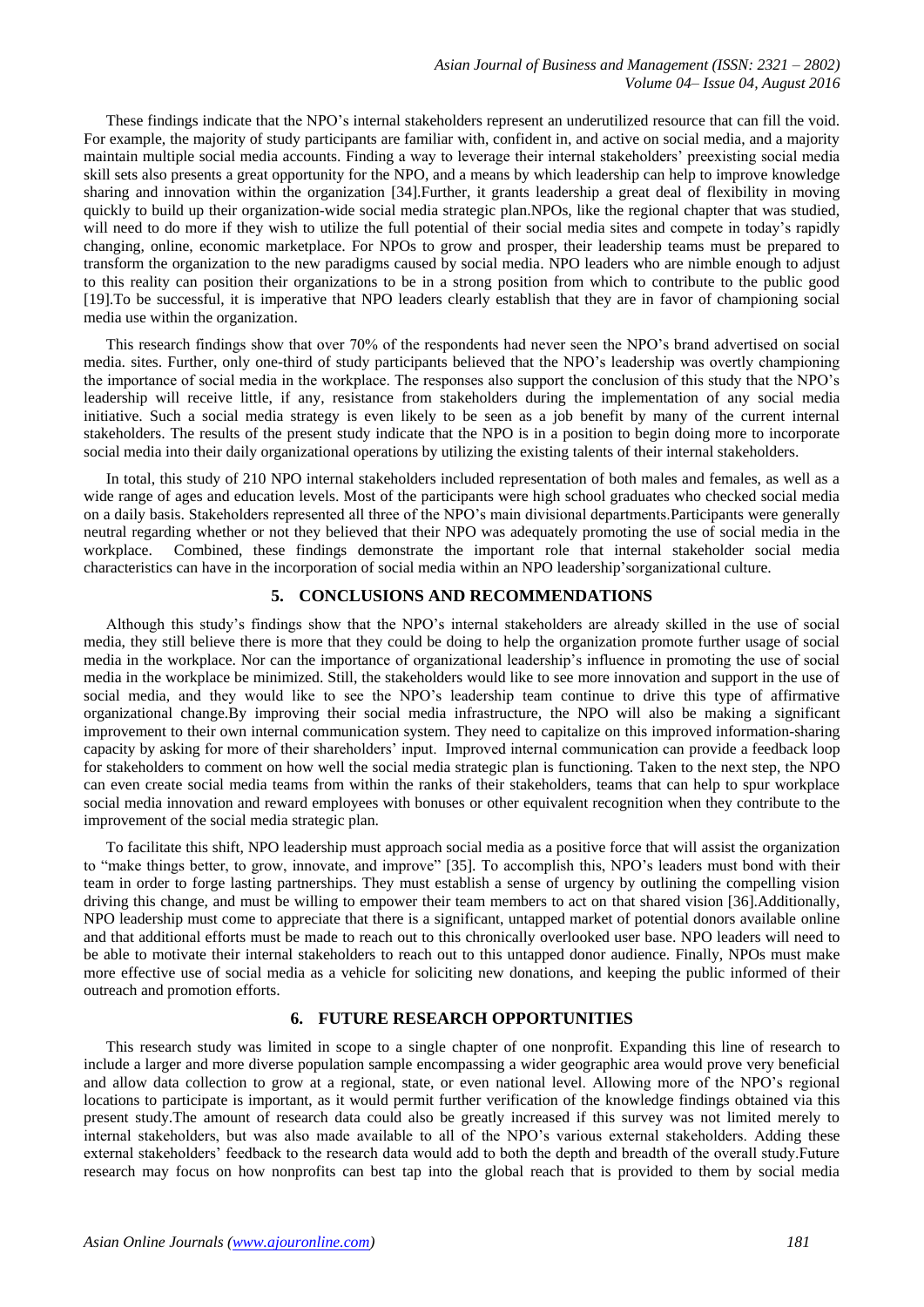These findings indicate that the NPO's internal stakeholders represent an underutilized resource that can fill the void. For example, the majority of study participants are familiar with, confident in, and active on social media, and a majority maintain multiple social media accounts. Finding a way to leverage their internal stakeholders' preexisting social media skill sets also presents a great opportunity for the NPO, and a means by which leadership can help to improve knowledge sharing and innovation within the organization [34].Further, it grants leadership a great deal of flexibility in moving quickly to build up their organization-wide social media strategic plan.NPOs, like the regional chapter that was studied, will need to do more if they wish to utilize the full potential of their social media sites and compete in today's rapidly changing, online, economic marketplace. For NPOs to grow and prosper, their leadership teams must be prepared to transform the organization to the new paradigms caused by social media. NPO leaders who are nimble enough to adjust to this reality can position their organizations to be in a strong position from which to contribute to the public good [19].To be successful, it is imperative that NPO leaders clearly establish that they are in favor of championing social media use within the organization.

This research findings show that over 70% of the respondents had never seen the NPO's brand advertised on social media. sites. Further, only one-third of study participants believed that the NPO's leadership was overtly championing the importance of social media in the workplace. The responses also support the conclusion of this study that the NPO's leadership will receive little, if any, resistance from stakeholders during the implementation of any social media initiative. Such a social media strategy is even likely to be seen as a job benefit by many of the current internal stakeholders. The results of the present study indicate that the NPO is in a position to begin doing more to incorporate social media into their daily organizational operations by utilizing the existing talents of their internal stakeholders.

In total, this study of 210 NPO internal stakeholders included representation of both males and females, as well as a wide range of ages and education levels. Most of the participants were high school graduates who checked social media on a daily basis. Stakeholders represented all three of the NPO's main divisional departments.Participants were generally neutral regarding whether or not they believed that their NPO was adequately promoting the use of social media in the workplace. Combined, these findings demonstrate the important role that internal stakeholder social media characteristics can have in the incorporation of social media within an NPO leadership'sorganizational culture.

## 5. CONCLUSIONS AND RECOMMENDATIONS

Although this study's findings show that the NPO's internal stakeholders are already skilled in the use of social media, they still believe there is more that they could be doing to help the organization promote further usage of social media in the workplace. Nor can the importance of organizational leadership's influence in promoting the use of social media in the workplace be minimized. Still, the stakeholders would like to see more innovation and support in the use of social media, and they would like to see the NPO's leadership team continue to drive this type of affirmative organizational change.By improving their social media infrastructure, the NPO will also be making a significant improvement to their own internal communication system. They need to capitalize on this improved information-sharing capacity by asking for more of their shareholders' input. Improved internal communication can provide a feedback loop for stakeholders to comment on how well the social media strategic plan is functioning. Taken to the next step, the NPO can even create social media teams from within the ranks of their stakeholders, teams that can help to spur workplace social media innovation and reward employees with bonuses or other equivalent recognition when they contribute to the improvement of the social media strategic plan.

To facilitate this shift, NPO leadership must approach social media as a positive force that will assist the organization to "make things better, to grow, innovate, and improve" [35]. To accomplish this, NPO's leaders must bond with their team in order to forge lasting partnerships. They must establish a sense of urgency by outlining the compelling vision driving this change, and must be willing to empower their team members to act on that shared vision [36].Additionally, NPO leadership must come to appreciate that there is a significant, untapped market of potential donors available online and that additional efforts must be made to reach out to this chronically overlooked user base. NPO leaders will need to be able to motivate their internal stakeholders to reach out to this untapped donor audience. Finally, NPOs must make more effective use of social media as a vehicle for soliciting new donations, and keeping the public informed of their outreach and promotion efforts.

## 6. FUTURE RESEARCH OPPORTUNITIES

This research study was limited in scope to a single chapter of one nonprofit. Expanding this line of research to include a larger and more diverse population sample encompassing a wider geographic area would prove very beneficial and allow data collection to grow at a regional, state, or even national level. Allowing more of the NPO's regional locations to participate is important, as it would permit further verification of the knowledge findings obtained via this present study.The amount of research data could also be greatly increased if this survey was not limited merely to internal stakeholders, but was also made available to all of the NPO's various external stakeholders. Adding these external stakeholders' feedback to the research data would add to both the depth and breadth of the overall study.Future research may focus on how nonprofits can best tap into the global reach that is provided to them by social media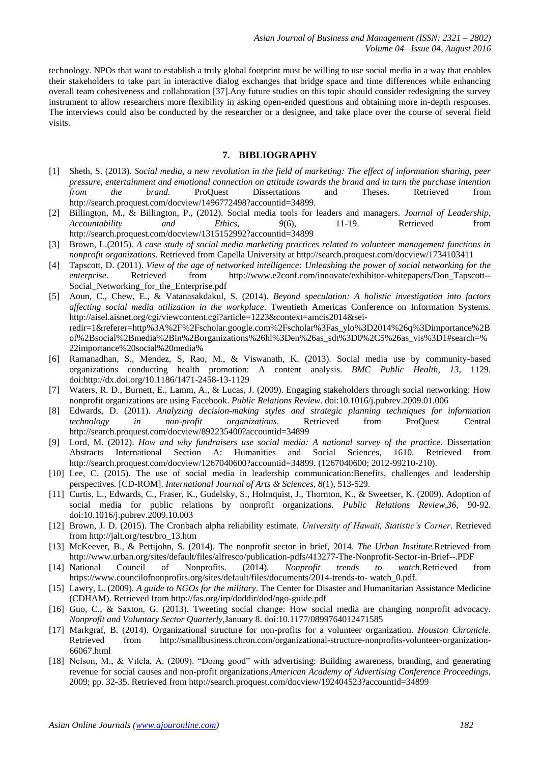technology. NPOs that want to establish a truly global footprint must be willing to use social media in a way that enables their stakeholders to take part in interactive dialog exchanges that bridge space and time differences while enhancing overall team cohesiveness and collaboration [37].Any future studies on this topic should consider redesigning the survey instrument to allow researchers more flexibility in asking open-ended questions and obtaining more in-depth responses. The interviews could also be conducted by the researcher or a designee, and take place over the course of several field visits.

## 7. BIBLIOGRAPHY

[1] Sheth, S. (2013). *Social media, a new revolution in the field of marketing: The effect of information sharing, peer pressure, entertainment and emotional connection on attitude towards the brand and in turn the purchase intention from the brand.* ProQuest Dissertations and Theses. Retrieved from http://search.proquest.com/docview/1496772498?accountid=34899.

[2] Billington, M., & Billington, P., (2012). Social media tools for leaders and managers. *Journal of Leadership, Accountability and Ethics, 9*(6), 11-19. Retrieved from http://search.proquest.com/docview/1315152992?accountid=34899

[3] Brown, L.(2015). *A case study of social media marketing practices related to volunteer management functions in nonprofit organizations*. Retrieved from Capella University at http://search.proquest.com/docview/1734103411

[4] Tapscott, D. (2011). *View of the age of networked intelligence: Unleashing the power of social networking for the enterprise*. Retrieved from http://www.e2conf.com/innovate/exhibitor-whitepapers/Don_Tapscott--Social_Networking_for_the_Enterprise.pdf

[5] Aoun, C., Chew, E., & Vatanasakdakul, S. (2014). *Beyond speculation: A holistic investigation into factors affecting social media utilization in the workplace*. Twentieth Americas Conference on Information Systems. http://aisel.aisnet.org/cgi/viewcontent.cgi?article=1223&context=amcis2014&sei-redir=1&referer=http%3A%2F%2Fscholar.google.com%2Fscholar%3Fas_ylo%3D2014%26q%3Dimportance%2Bof%2Bsocial%2Bmedia%2Bin%2Borganizations%26hl%3Den%26as_sdt%3D0%2C5%26as_vis%3D1#search=%22importance%20social%20media%

[6] Ramanadhan, S., Mendez, S, Rao, M., & Viswanath, K. (2013). Social media use by community-based organizations conducting health promotion: A content analysis. *BMC Public Health, 13*, 1129. doi:http://dx.doi.org/10.1186/1471-2458-13-1129

[7] Waters, R. D., Burnett, E., Lamm, A., & Lucas, J. (2009). Engaging stakeholders through social networking: How nonprofit organizations are using Facebook. *Public Relations Review*. doi:10.1016/j.pubrev.2009.01.006

[8] Edwards, D. (2011). *Analyzing decision-making styles and strategic planning techniques for information technology in non-profit organizations*. Retrieved from ProQuest Central http://search.proquest.com/docview/892235400?accountid=34899

[9] Lord, M. (2012). *How and why fundraisers use social media: A national survey of the practice.* Dissertation Abstracts International Section A: Humanities and Social Sciences, 1610. Retrieved from http://search.proquest.com/docview/1267040600?accountid=34899. (1267040600; 2012-99210-210).

[10] Lee, C. (2015). The use of social media in leadership communication:Benefits, challenges and leadership perspectives. [CD-ROM]. *International Journal of Arts & Sciences, 8*(1), 513-529.

[11] Curtis, L., Edwards, C., Fraser, K., Gudelsky, S., Holmquist, J., Thornton, K., & Sweetser, K. (2009). Adoption of social media for public relations by nonprofit organizations. *Public Relations Review,36,* 90-92. doi:10.1016/j.pubrev.2009.10.003

[12] Brown, J. D. (2015). The Cronbach alpha reliability estimate. *University of Hawaii, Statistic's Corner*. Retrieved from http://jalt.org/test/bro_13.htm

[13] McKeever, B., & Pettijohn, S. (2014). The nonprofit sector in brief, 2014. *The Urban Institute.*Retrieved from http://www.urban.org/sites/default/files/alfresco/publication-pdfs/413277-The-Nonprofit-Sector-in-Brief--.PDF

[14] National Council of Nonprofits. (2014). *Nonprofit trends to watch.*Retrieved from https://www.councilofnonprofits.org/sites/default/files/documents/2014-trends-to- watch_0.pdf.

[15] Lawry, L. (2009). *A guide to NGOs for the military*. The Center for Disaster and Humanitarian Assistance Medicine (CDHAM). Retrieved from http://fas.org/irp/doddir/dod/ngo-guide.pdf

[16] Guo, C., & Saxton, G. (2013). Tweeting social change: How social media are changing nonprofit advocacy. *Nonprofit and Voluntary Sector Quarterly,*January 8. doi:10.1177/0899764012471585

[17] Markgraf, B. (2014). Organizational structure for non-profits for a volunteer organization. *Houston Chronicle.* Retrieved from http://smallbusiness.chron.com/organizational-structure-nonprofits-volunteer-organization-66067.html

[18] Nelson, M., & Vilela, A. (2009). "Doing good" with advertising: Building awareness, branding, and generating revenue for social causes and non-profit organizations.*American Academy of Advertising Conference Proceedings*, 2009; pp. 32-35. Retrieved from http://search.proquest.com/docview/192404523?accountid=34899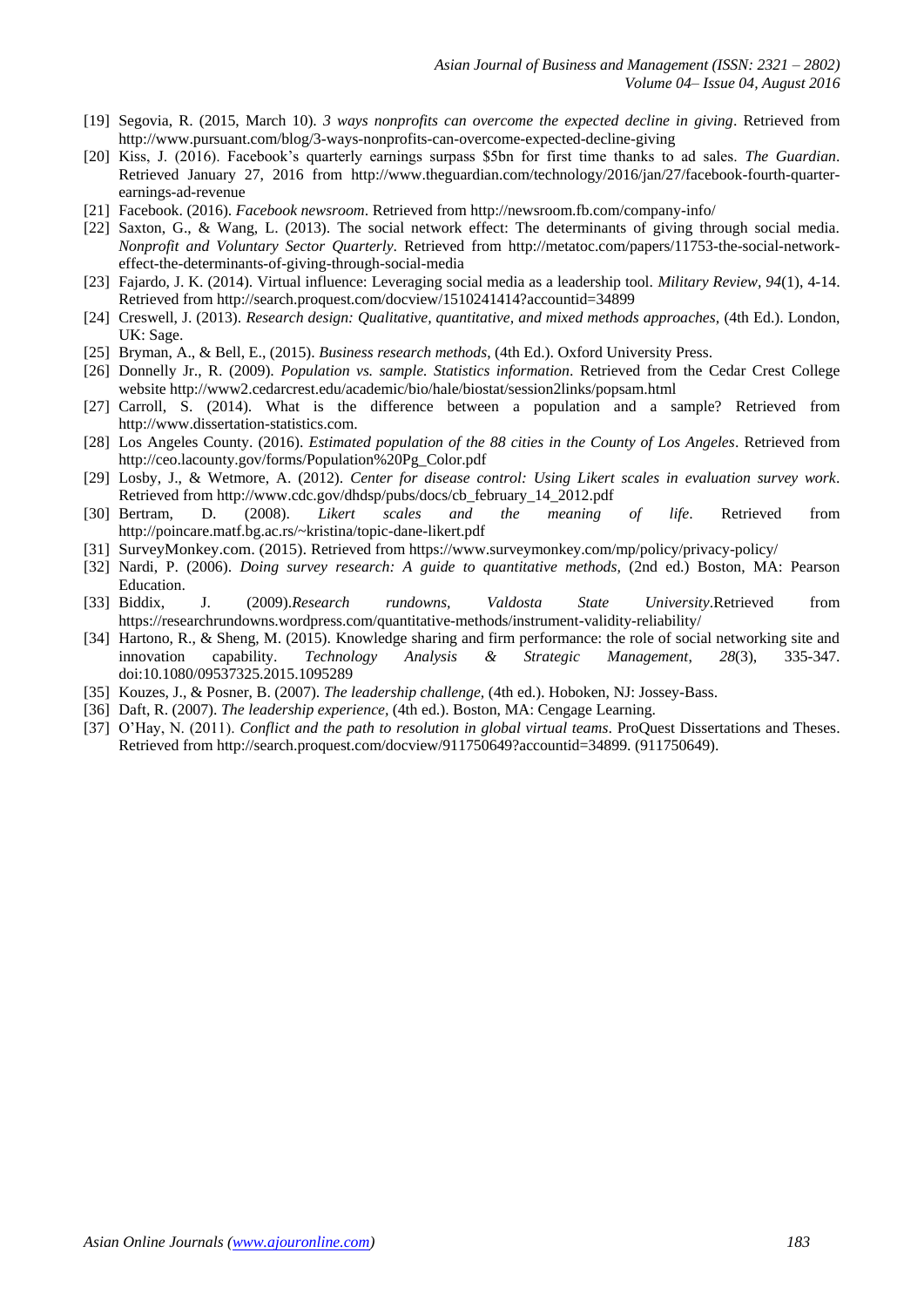[19] Segovia, R. (2015, March 10). *3 ways nonprofits can overcome the expected decline in giving*. Retrieved from http://www.pursuant.com/blog/3-ways-nonprofits-can-overcome-expected-decline-giving

[20] Kiss, J. (2016). Facebook's quarterly earnings surpass $5bn for first time thanks to ad sales. *The Guardian*. Retrieved January 27, 2016 from http://www.theguardian.com/technology/2016/jan/27/facebook-fourth-quarter-earnings-ad-revenue

[21] Facebook. (2016). *Facebook newsroom*. Retrieved from http://newsroom.fb.com/company-info/

[22] Saxton, G., & Wang, L. (2013). The social network effect: The determinants of giving through social media. *Nonprofit and Voluntary Sector Quarterly*. Retrieved from http://metatoc.com/papers/11753-the-social-network-effect-the-determinants-of-giving-through-social-media

[23] Fajardo, J. K. (2014). Virtual influence: Leveraging social media as a leadership tool. *Military Review, 94*(1), 4-14. Retrieved from http://search.proquest.com/docview/1510241414?accountid=34899

[24] Creswell, J. (2013). *Research design: Qualitative, quantitative, and mixed methods approaches,* (4th Ed.). London, UK: Sage.

[25] Bryman, A., & Bell, E., (2015). *Business research methods*, (4th Ed.). Oxford University Press.

[26] Donnelly Jr., R. (2009). *Population vs. sample. Statistics information*. Retrieved from the Cedar Crest College website http://www2.cedarcrest.edu/academic/bio/hale/biostat/session2links/popsam.html

[27] Carroll, S. (2014). What is the difference between a population and a sample? Retrieved from http://www.dissertation-statistics.com.

[28] Los Angeles County. (2016). *Estimated population of the 88 cities in the County of Los Angeles*. Retrieved from http://ceo.lacounty.gov/forms/Population%20Pg_Color.pdf

[29] Losby, J., & Wetmore, A. (2012). *Center for disease control: Using Likert scales in evaluation survey work*. Retrieved from http://www.cdc.gov/dhdsp/pubs/docs/cb_february_14_2012.pdf

[30] Bertram, D. (2008). *Likert scales and the meaning of life*. Retrieved from http://poincare.matf.bg.ac.rs/~kristina/topic-dane-likert.pdf

[31] SurveyMonkey.com. (2015). Retrieved from https://www.surveymonkey.com/mp/policy/privacy-policy/

[32] Nardi, P. (2006). *Doing survey research: A guide to quantitative methods,* (2nd ed.) Boston, MA: Pearson Education.

[33] Biddix, J. (2009).*Research rundowns, Valdosta State University*.Retrieved from https://researchrundowns.wordpress.com/quantitative-methods/instrument-validity-reliability/

[34] Hartono, R., & Sheng, M. (2015). Knowledge sharing and firm performance: the role of social networking site and innovation capability. *Technology Analysis & Strategic Management, 28*(3), 335-347. doi:10.1080/09537325.2015.1095289

[35] Kouzes, J., & Posner, B. (2007). *The leadership challenge,* (4th ed.). Hoboken, NJ: Jossey-Bass.

[36] Daft, R. (2007). *The leadership experience,* (4th ed.). Boston, MA: Cengage Learning.

[37] O'Hay, N. (2011). *Conflict and the path to resolution in global virtual teams*. ProQuest Dissertations and Theses. Retrieved from http://search.proquest.com/docview/911750649?accountid=34899. (911750649).